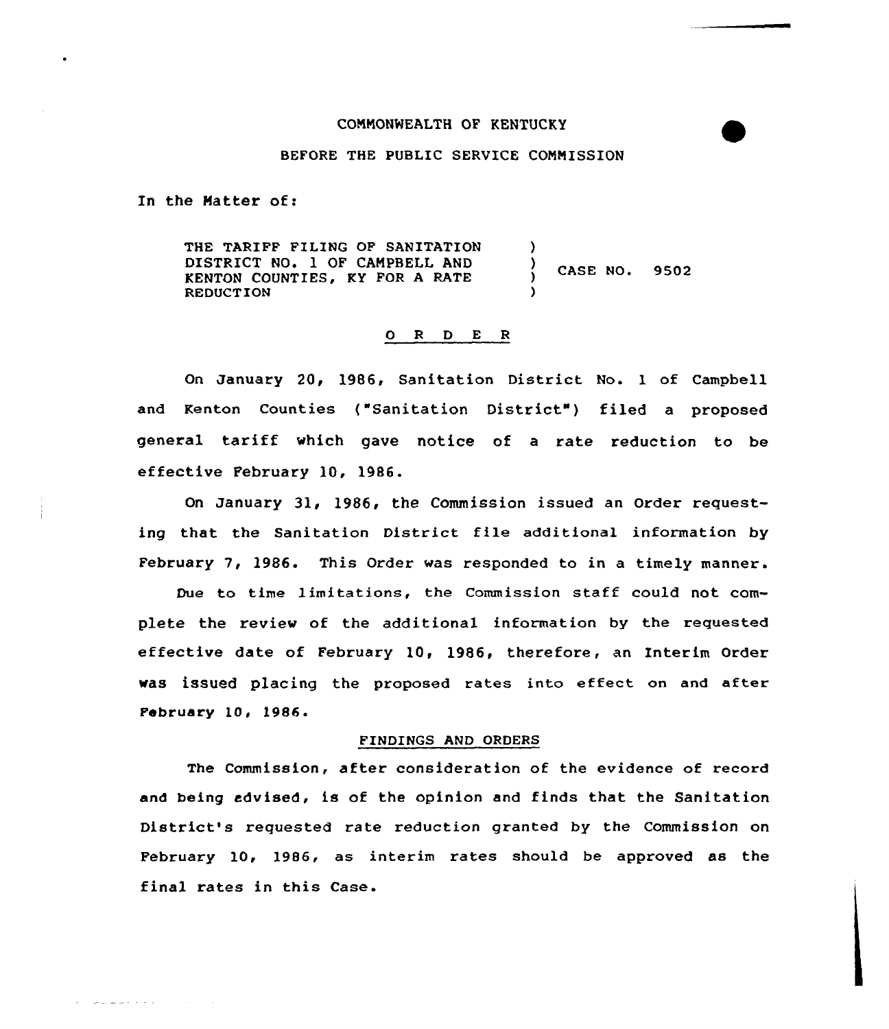COMMONWEALTH OF KENTUCKY

BEFORE THE PUBLIC SERVICE COMMISSION

In the Matter of:

| | | |
|---|---|---|
| THE TARIFF FILING OF SANITATION DISTRICT NO. 1 OF CAMPBELL AND KENTON COUNTIES, KY FOR A RATE REDUCTION | ) ) ) ) | CASE NO. 9502 |

## O R D E R

On January 20, 1986, Sanitation District No. 1 of Campbell and Kenton Counties ("Sanitation District") filed a proposed general tariff which gave notice of a rate reduction to be effective February 10, 1986.

On January 31, 1986, the Commission issued an Order requesting that the Sanitation District file additional information by February 7, 1986. This Order was responded to in a timely manner.

Due to time limitations, the Commission staff could not complete the review of the additional information by the requested effective date of February 10, 1986, therefore, an Interim Order was issued placing the proposed rates into effect on and after February 10, 1986.

### FINDINGS AND ORDERS

The Commission, after consideration of the evidence of record and being advised, is of the opinion and finds that the Sanitation District's requested rate reduction granted by the Commission on February 10, 1986, as interim rates should be approved as the final rates in this Case.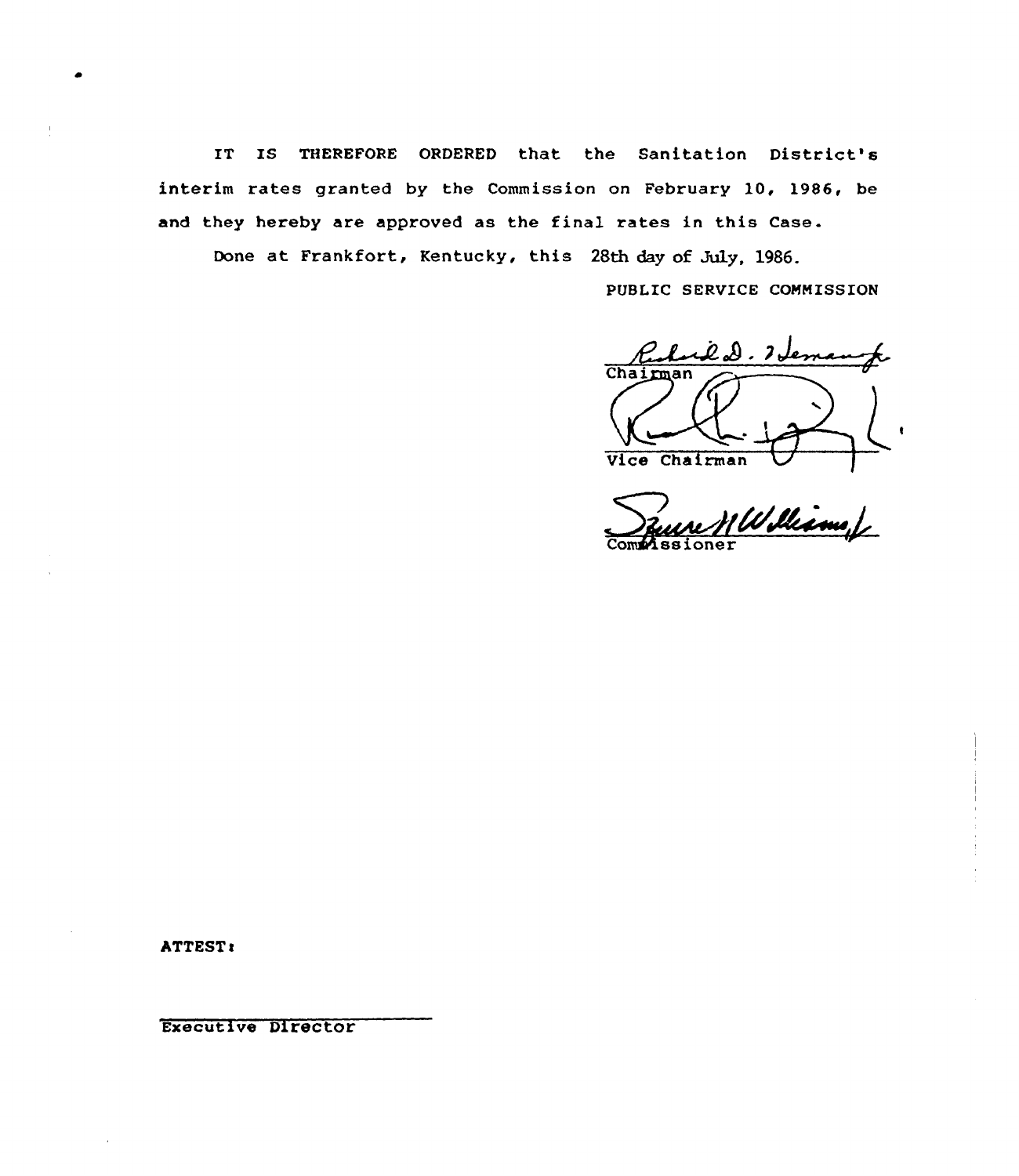IT IS THEREFORE ORDERED that the Sanitation District's interim rates granted by the Commission on February 10, 1986, be and they hereby are approved as the final rates in this Case.

Done at Frankfort, Kentucky, this 28th day of July, 1986.

PUBLIC SERVICE COMMISSION

Chairman

Vice Chairman

Commissioner

ATTEST:

Executive Director